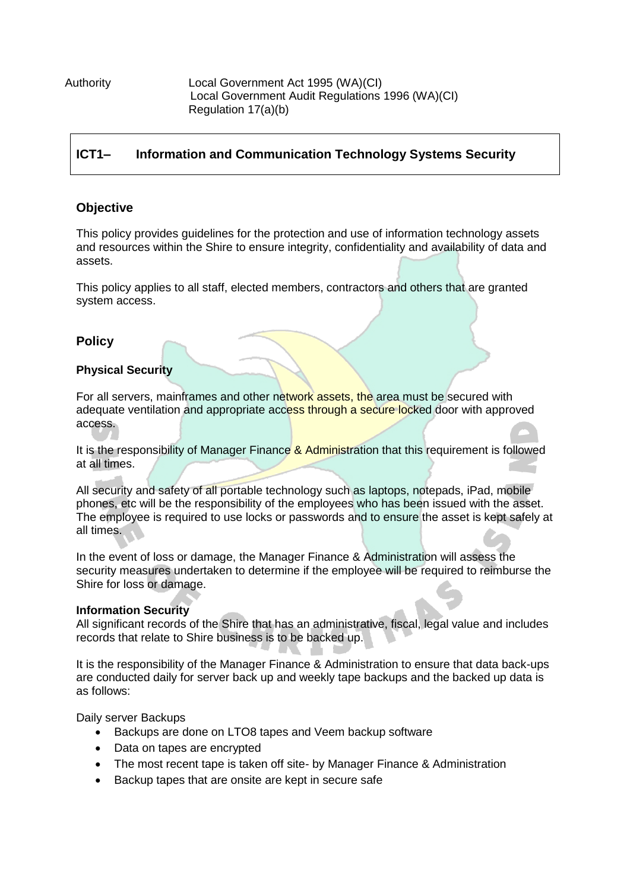| Authority | Local Government Act 1995 (WA)(CI) |
|---|---|
| | Local Government Audit Regulations 1996 (WA)(CI) |
| | Regulation 17(a)(b) |

# ICT1– Information and Communication Technology Systems Security

## Objective

This policy provides guidelines for the protection and use of information technology assets and resources within the Shire to ensure integrity, confidentiality and availability of data and assets.

This policy applies to all staff, elected members, contractors and others that are granted system access.

## Policy

### Physical Security

For all servers, mainframes and other network assets, the area must be secured with adequate ventilation and appropriate access through a secure locked door with approved access.

It is the responsibility of Manager Finance & Administration that this requirement is followed at all times.

All security and safety of all portable technology such as laptops, notepads, iPad, mobile phones, etc will be the responsibility of the employees who has been issued with the asset. The employee is required to use locks or passwords and to ensure the asset is kept safely at all times.

In the event of loss or damage, the Manager Finance & Administration will assess the security measures undertaken to determine if the employee will be required to reimburse the Shire for loss or damage.

### Information Security

All significant records of the Shire that has an administrative, fiscal, legal value and includes records that relate to Shire business is to be backed up.

It is the responsibility of the Manager Finance & Administration to ensure that data back-ups are conducted daily for server back up and weekly tape backups and the backed up data is as follows:

Daily server Backups

- Backups are done on LTO8 tapes and Veem backup software
- Data on tapes are encrypted
- The most recent tape is taken off site- by Manager Finance & Administration
- Backup tapes that are onsite are kept in secure safe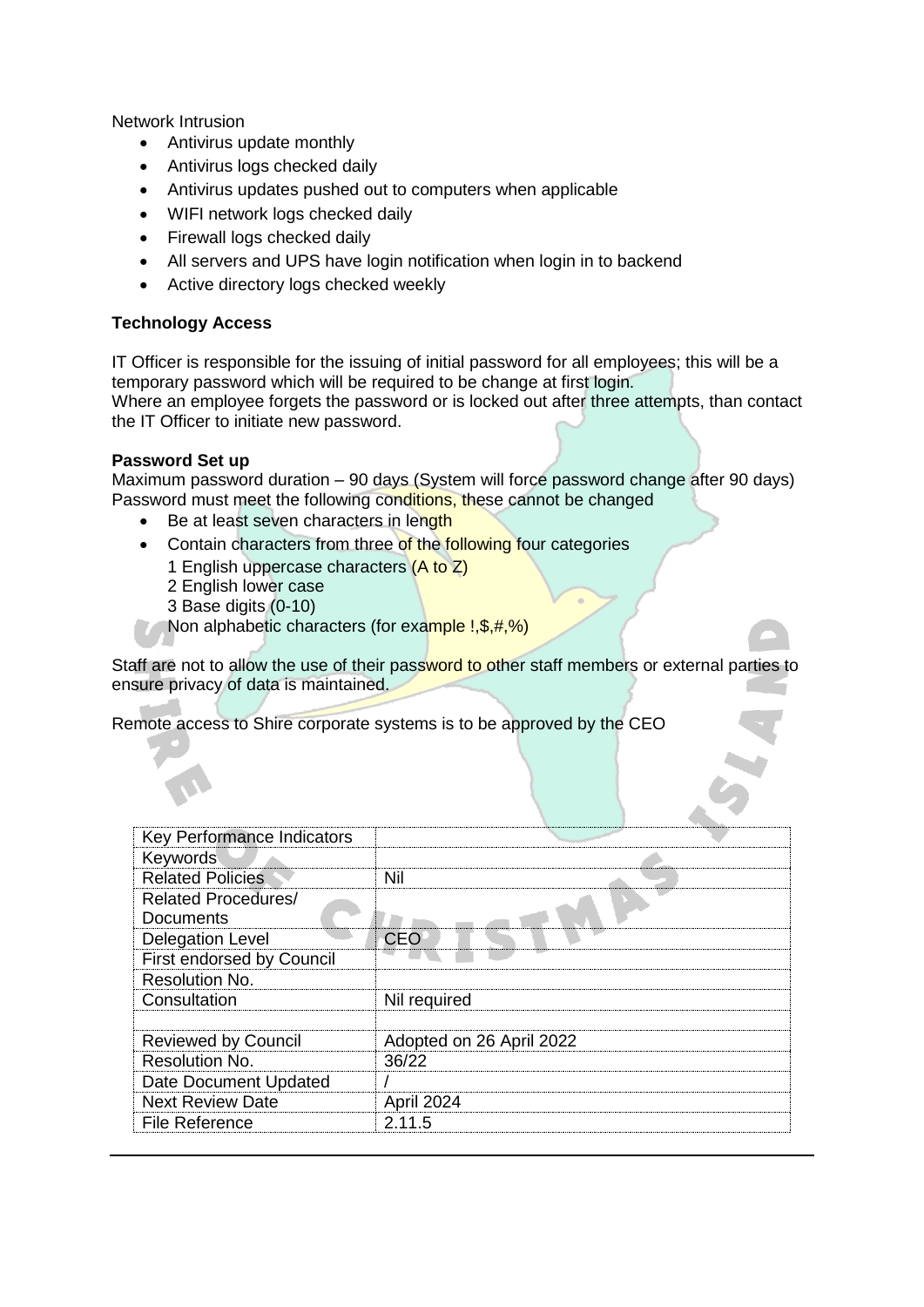Network Intrusion

- Antivirus update monthly
- Antivirus logs checked daily
- Antivirus updates pushed out to computers when applicable
- WIFI network logs checked daily
- Firewall logs checked daily
- All servers and UPS have login notification when login in to backend
- Active directory logs checked weekly

**Technology Access**

IT Officer is responsible for the issuing of initial password for all employees; this will be a temporary password which will be required to be change at first login.
Where an employee forgets the password or is locked out after three attempts, than contact the IT Officer to initiate new password.

**Password Set up**
Maximum password duration – 90 days (System will force password change after 90 days)
Password must meet the following conditions, these cannot be changed

- Be at least seven characters in length
- Contain characters from three of the following four categories
  1 English uppercase characters (A to Z)
  2 English lower case
  3 Base digits (0-10)
  Non alphabetic characters (for example !,$,#,%)

Staff are not to allow the use of their password to other staff members or external parties to ensure privacy of data is maintained.

Remote access to Shire corporate systems is to be approved by the CEO

| | |
|---|---|
| Key Performance Indicators | |
| Keywords | |
| Related Policies | Nil |
| Related Procedures/ Documents | |
| Delegation Level | CEO |
| First endorsed by Council | |
| Resolution No. | |
| Consultation | Nil required |
| | |
| Reviewed by Council | Adopted on 26 April 2022 |
| Resolution No. | 36/22 |
| Date Document Updated | / |
| Next Review Date | April 2024 |
| File Reference | 2.11.5 |